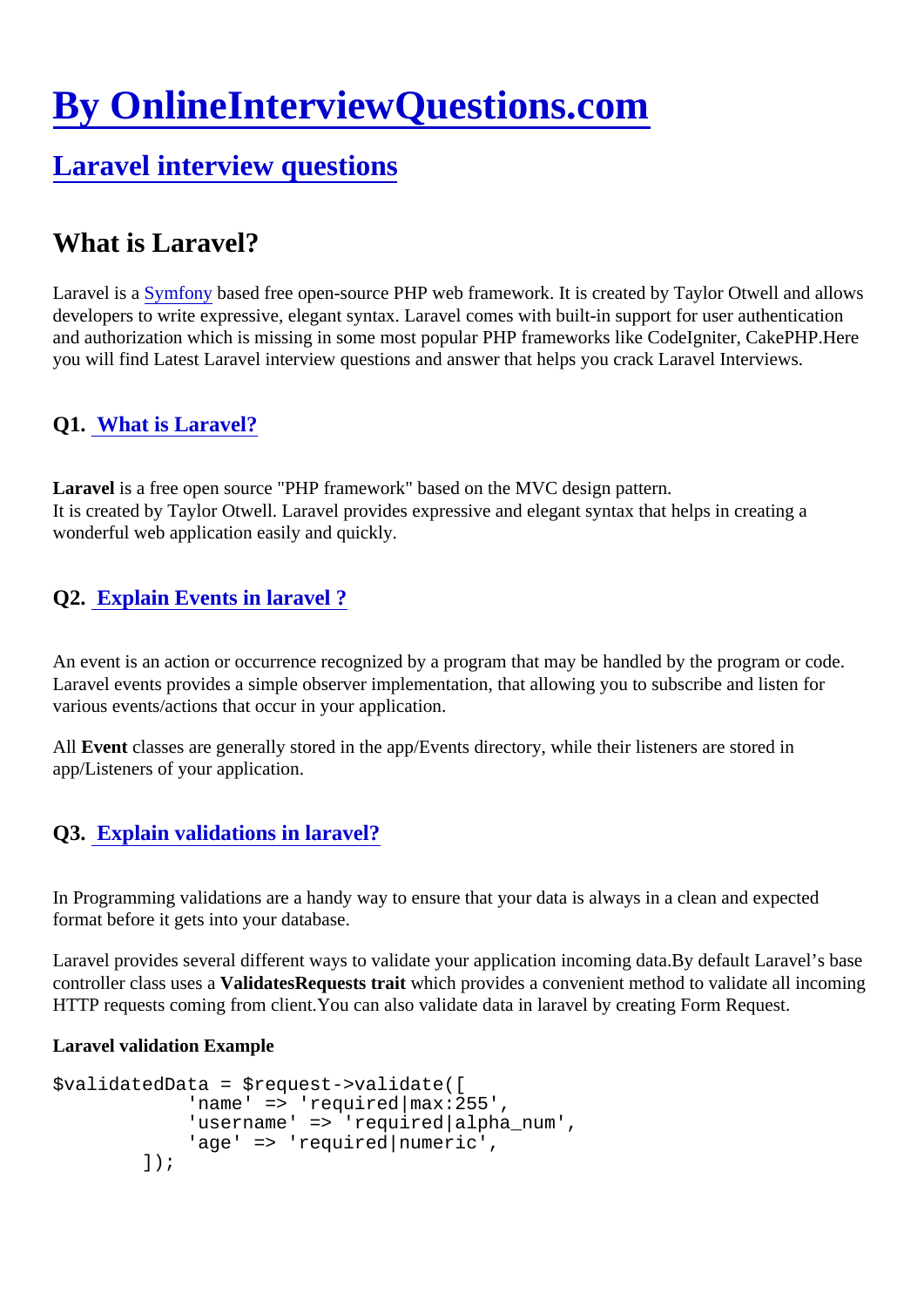# By OnlineInterviewQuestions.com

## Laravel interview questions

## What is Laravel?

Laravel is a Symfony based free open-source PHP web framework. It is created by Taylor Otwell and allows developers to write expressive, elegant syntax. Laravel comes with built-in support for user authentication and authorization which is missing in some most popular PHP frameworks like CodeIgniter, CakePHP.Here you will find Latest Laravel interview questions and answer that helps you crack Laravel Interviews.

### Q1. What is Laravel?

**Laravel** is a free open source "PHP framework" based on the MVC design pattern.
It is created by Taylor Otwell. Laravel provides expressive and elegant syntax that helps in creating a wonderful web application easily and quickly.

### Q2. Explain Events in laravel ?

An event is an action or occurrence recognized by a program that may be handled by the program or code. Laravel events provides a simple observer implementation, that allowing you to subscribe and listen for various events/actions that occur in your application.

All **Event** classes are generally stored in the app/Events directory, while their listeners are stored in app/Listeners of your application.

### Q3. Explain validations in laravel?

In Programming validations are a handy way to ensure that your data is always in a clean and expected format before it gets into your database.

Laravel provides several different ways to validate your application incoming data.By default Laravel's base controller class uses a **ValidatesRequests trait** which provides a convenient method to validate all incoming HTTP requests coming from client.You can also validate data in laravel by creating Form Request.

**Laravel validation Example**

```
$validatedData = $request->validate([
            'name' => 'required|max:255',
            'username' => 'required|alpha_num',
            'age' => 'required|numeric',
        ]);
```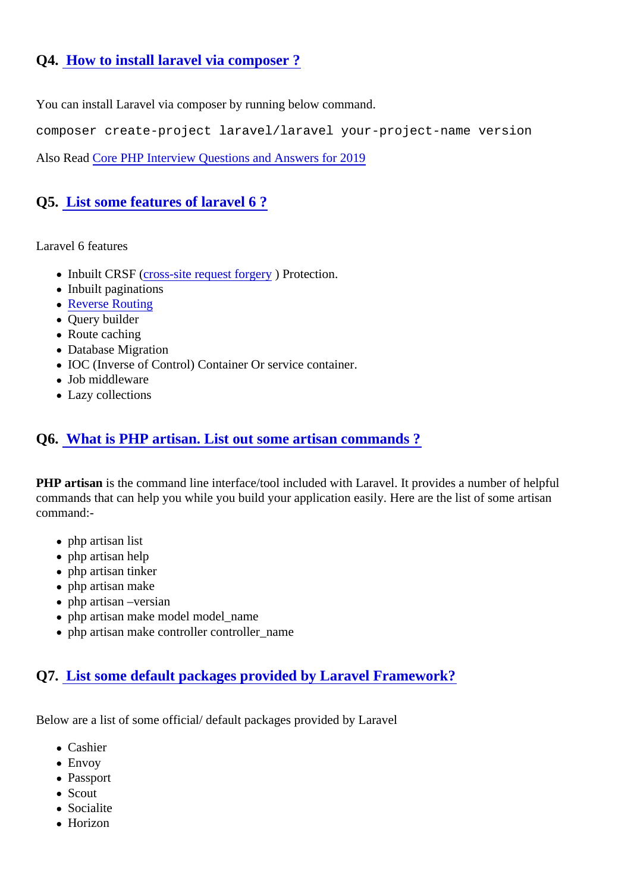## Q4. How to install laravel via composer ?

You can install Laravel via composer by running below command.

```
composer create-project laravel/laravel your-project-name version
```

Also Read Core PHP Interview Questions and Answers for 2019

## Q5. List some features of laravel 6 ?

Laravel 6 features

- Inbuilt CRSF (cross-site request forgery ) Protection.
- Inbuilt paginations
- Reverse Routing
- Query builder
- Route caching
- Database Migration
- IOC (Inverse of Control) Container Or service container.
- Job middleware
- Lazy collections

## Q6. What is PHP artisan. List out some artisan commands ?

**PHP artisan** is the command line interface/tool included with Laravel. It provides a number of helpful commands that can help you while you build your application easily. Here are the list of some artisan command:-

- php artisan list
- php artisan help
- php artisan tinker
- php artisan make
- php artisan –versian
- php artisan make model model_name
- php artisan make controller controller_name

## Q7. List some default packages provided by Laravel Framework?

Below are a list of some official/ default packages provided by Laravel

- Cashier
- Envoy
- Passport
- Scout
- Socialite
- Horizon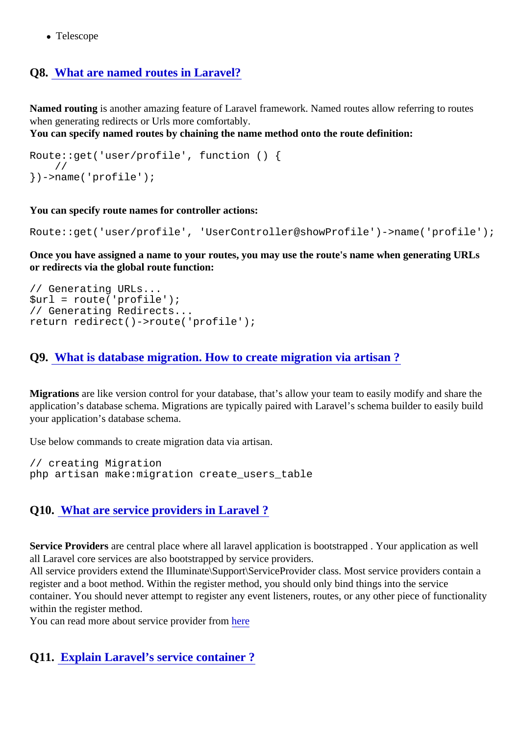- Telescope

## Q8. What are named routes in Laravel?

**Named routing** is another amazing feature of Laravel framework. Named routes allow referring to routes when generating redirects or Urls more comfortably.
**You can specify named routes by chaining the name method onto the route definition:**

```
Route::get('user/profile', function () {
    //
})->name('profile');
```

**You can specify route names for controller actions:**

```
Route::get('user/profile', 'UserController@showProfile')->name('profile');
```

**Once you have assigned a name to your routes, you may use the route's name when generating URLs or redirects via the global route function:**

```
// Generating URLs...
$url = route('profile');
// Generating Redirects...
return redirect()->route('profile');
```

## Q9. What is database migration. How to create migration via artisan ?

**Migrations** are like version control for your database, that's allow your team to easily modify and share the application's database schema. Migrations are typically paired with Laravel's schema builder to easily build your application's database schema.

Use below commands to create migration data via artisan.

```
// creating Migration
php artisan make:migration create_users_table
```

## Q10. What are service providers in Laravel ?

**Service Providers** are central place where all laravel application is bootstrapped . Your application as well all Laravel core services are also bootstrapped by service providers.
All service providers extend the Illuminate\Support\ServiceProvider class. Most service providers contain a register and a boot method. Within the register method, you should only bind things into the service container. You should never attempt to register any event listeners, routes, or any other piece of functionality within the register method.
You can read more about service provider from here

## Q11. Explain Laravel's service container ?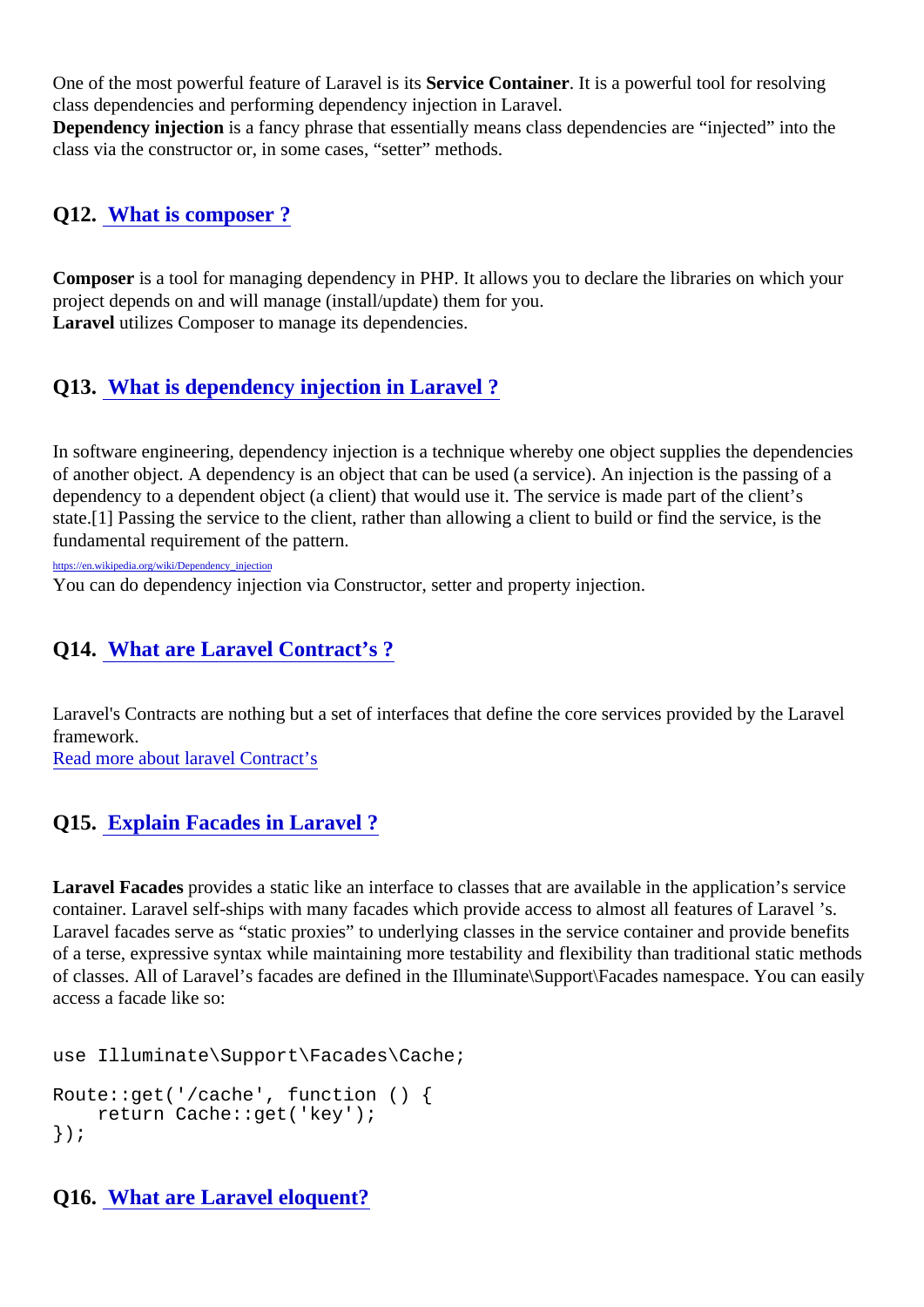One of the most powerful feature of Laravel is its **Service Container**. It is a powerful tool for resolving class dependencies and performing dependency injection in Laravel.
**Dependency injection** is a fancy phrase that essentially means class dependencies are "injected" into the class via the constructor or, in some cases, "setter" methods.

## Q12. What is composer ?

**Composer** is a tool for managing dependency in PHP. It allows you to declare the libraries on which your project depends on and will manage (install/update) them for you.
**Laravel** utilizes Composer to manage its dependencies.

## Q13. What is dependency injection in Laravel ?

In software engineering, dependency injection is a technique whereby one object supplies the dependencies of another object. A dependency is an object that can be used (a service). An injection is the passing of a dependency to a dependent object (a client) that would use it. The service is made part of the client's state.[1] Passing the service to the client, rather than allowing a client to build or find the service, is the fundamental requirement of the pattern.

https://en.wikipedia.org/wiki/Dependency_injection

You can do dependency injection via Constructor, setter and property injection.

## Q14. What are Laravel Contract's ?

Laravel's Contracts are nothing but a set of interfaces that define the core services provided by the Laravel framework.
Read more about laravel Contract's

## Q15. Explain Facades in Laravel ?

**Laravel Facades** provides a static like an interface to classes that are available in the application's service container. Laravel self-ships with many facades which provide access to almost all features of Laravel 's. Laravel facades serve as "static proxies" to underlying classes in the service container and provide benefits of a terse, expressive syntax while maintaining more testability and flexibility than traditional static methods of classes. All of Laravel's facades are defined in the Illuminate\Support\Facades namespace. You can easily access a facade like so:

```
use Illuminate\Support\Facades\Cache;

Route::get('/cache', function () {
    return Cache::get('key');
});
```

## Q16. What are Laravel eloquent?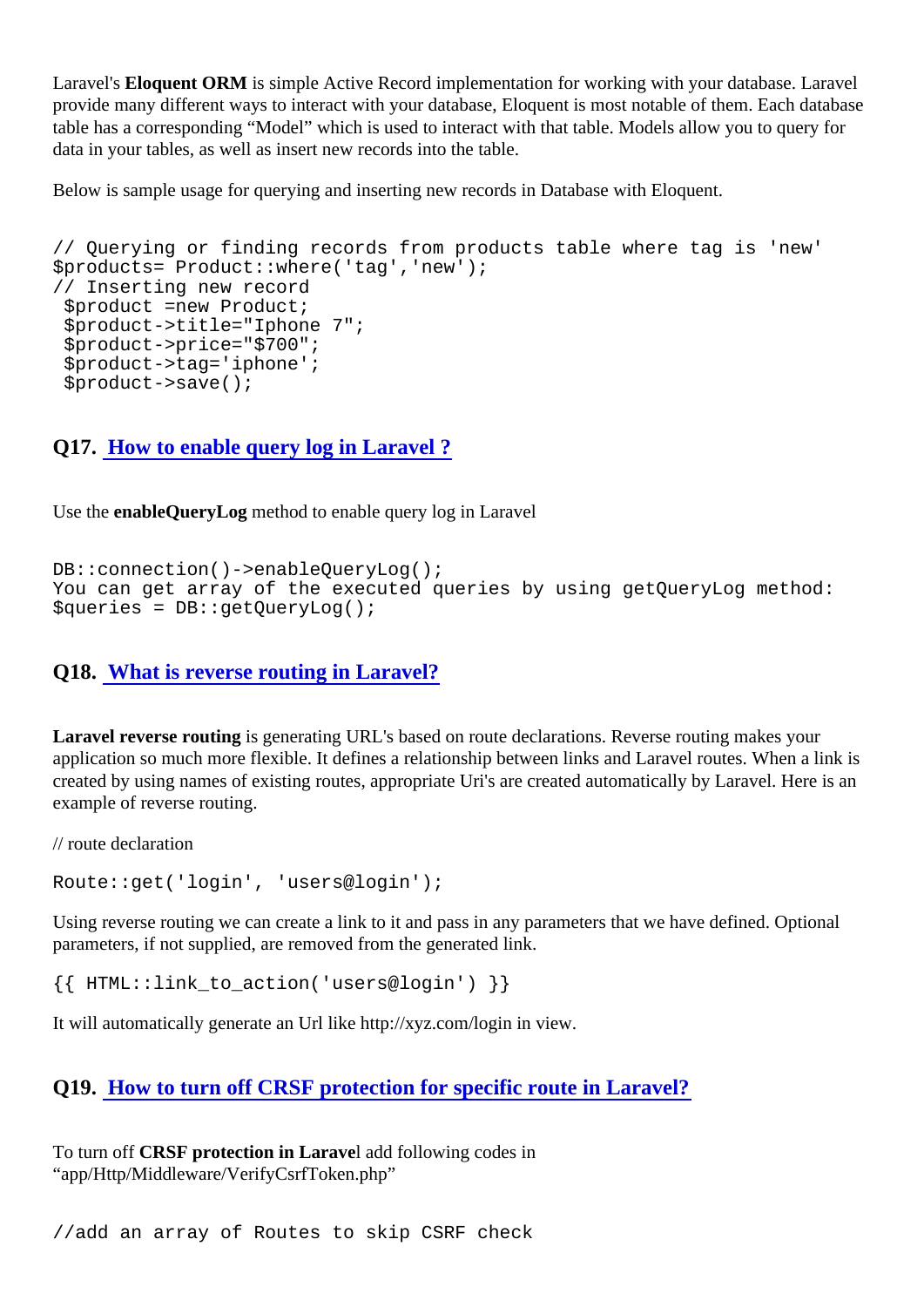Laravel's **Eloquent ORM** is simple Active Record implementation for working with your database. Laravel provide many different ways to interact with your database, Eloquent is most notable of them. Each database table has a corresponding "Model" which is used to interact with that table. Models allow you to query for data in your tables, as well as insert new records into the table.

Below is sample usage for querying and inserting new records in Database with Eloquent.

```
// Querying or finding records from products table where tag is 'new'
$products= Product::where('tag','new');
// Inserting new record
 $product =new Product;
 $product->title="Iphone 7";
 $product->price="$700";
 $product->tag='iphone';
 $product->save();
```

## Q17. How to enable query log in Laravel ?

Use the **enableQueryLog** method to enable query log in Laravel

```
DB::connection()->enableQueryLog();
You can get array of the executed queries by using getQueryLog method:
$queries = DB::getQueryLog();
```

## Q18. What is reverse routing in Laravel?

**Laravel reverse routing** is generating URL's based on route declarations. Reverse routing makes your application so much more flexible. It defines a relationship between links and Laravel routes. When a link is created by using names of existing routes, appropriate Uri's are created automatically by Laravel. Here is an example of reverse routing.

// route declaration

```
Route::get('login', 'users@login');
```

Using reverse routing we can create a link to it and pass in any parameters that we have defined. Optional parameters, if not supplied, are removed from the generated link.

```
{{ HTML::link_to_action('users@login') }}
```

It will automatically generate an Url like http://xyz.com/login in view.

## Q19. How to turn off CRSF protection for specific route in Laravel?

To turn off **CRSF protection in Larave**l add following codes in "app/Http/Middleware/VerifyCsrfToken.php"

```
//add an array of Routes to skip CSRF check
```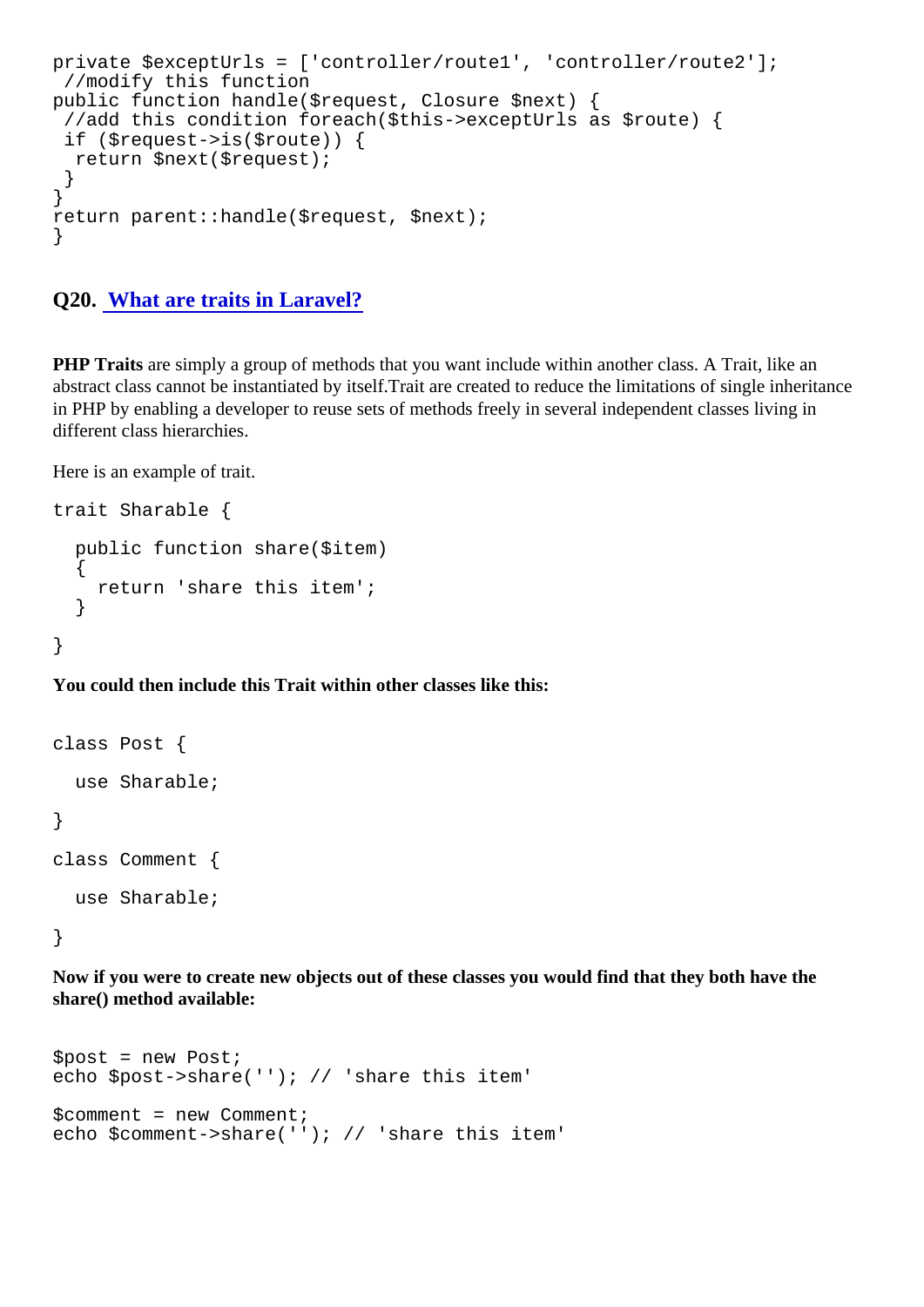```
private $exceptUrls = ['controller/route1', 'controller/route2'];
 //modify this function
public function handle($request, Closure $next) {
 //add this condition foreach($this->exceptUrls as $route) {
 if ($request->is($route)) {
  return $next($request);
 }
}
return parent::handle($request, $next);
}
```

## Q20. [What are traits in Laravel?]()

**PHP Traits** are simply a group of methods that you want include within another class. A Trait, like an abstract class cannot be instantiated by itself.Trait are created to reduce the limitations of single inheritance in PHP by enabling a developer to reuse sets of methods freely in several independent classes living in different class hierarchies.

Here is an example of trait.

```
trait Sharable {

  public function share($item)
  {
    return 'share this item';
  }

}
```

**You could then include this Trait within other classes like this:**

```
class Post {

  use Sharable;

}

class Comment {

  use Sharable;

}
```

**Now if you were to create new objects out of these classes you would find that they both have the share() method available:**

```
$post = new Post;
echo $post->share(''); // 'share this item'

$comment = new Comment;
echo $comment->share(''); // 'share this item'
```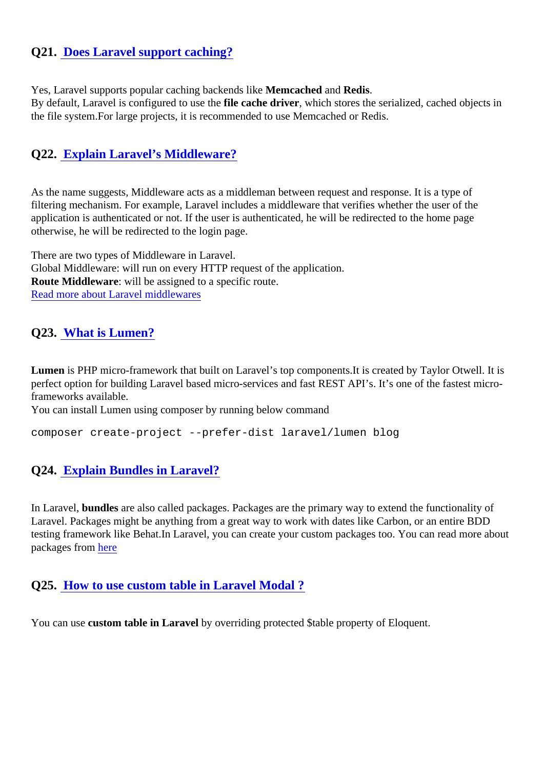## Q21. Does Laravel support caching?

Yes, Laravel supports popular caching backends like **Memcached** and **Redis**.
By default, Laravel is configured to use the **file cache driver**, which stores the serialized, cached objects in the file system.For large projects, it is recommended to use Memcached or Redis.

## Q22. Explain Laravel's Middleware?

As the name suggests, Middleware acts as a middleman between request and response. It is a type of filtering mechanism. For example, Laravel includes a middleware that verifies whether the user of the application is authenticated or not. If the user is authenticated, he will be redirected to the home page otherwise, he will be redirected to the login page.

There are two types of Middleware in Laravel.
Global Middleware: will run on every HTTP request of the application.
**Route Middleware**: will be assigned to a specific route.
Read more about Laravel middlewares

## Q23. What is Lumen?

**Lumen** is PHP micro-framework that built on Laravel's top components.It is created by Taylor Otwell. It is perfect option for building Laravel based micro-services and fast REST API's. It's one of the fastest micro-frameworks available.
You can install Lumen using composer by running below command

```
composer create-project --prefer-dist laravel/lumen blog
```

## Q24. Explain Bundles in Laravel?

In Laravel, **bundles** are also called packages. Packages are the primary way to extend the functionality of Laravel. Packages might be anything from a great way to work with dates like Carbon, or an entire BDD testing framework like Behat.In Laravel, you can create your custom packages too. You can read more about packages from here

## Q25. How to use custom table in Laravel Modal ?

You can use **custom table in Laravel** by overriding protected $table property of Eloquent.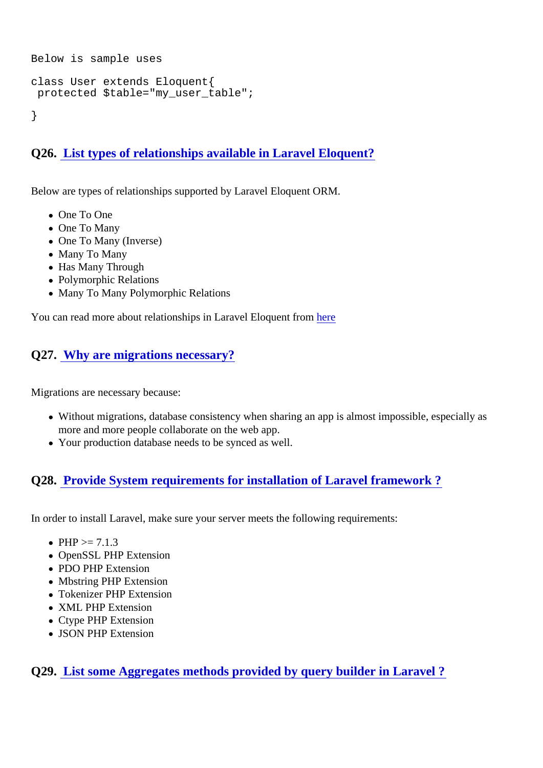```
Below is sample uses

class User extends Eloquent{
 protected $table="my_user_table";

}
```

## Q26. [List types of relationships available in Laravel Eloquent?]

Below are types of relationships supported by Laravel Eloquent ORM.

- One To One
- One To Many
- One To Many (Inverse)
- Many To Many
- Has Many Through
- Polymorphic Relations
- Many To Many Polymorphic Relations

You can read more about relationships in Laravel Eloquent from here

## Q27. [Why are migrations necessary?]

Migrations are necessary because:

- Without migrations, database consistency when sharing an app is almost impossible, especially as more and more people collaborate on the web app.
- Your production database needs to be synced as well.

## Q28. [Provide System requirements for installation of Laravel framework ?]

In order to install Laravel, make sure your server meets the following requirements:

- PHP >= 7.1.3
- OpenSSL PHP Extension
- PDO PHP Extension
- Mbstring PHP Extension
- Tokenizer PHP Extension
- XML PHP Extension
- Ctype PHP Extension
- JSON PHP Extension

## Q29. [List some Aggregates methods provided by query builder in Laravel ?]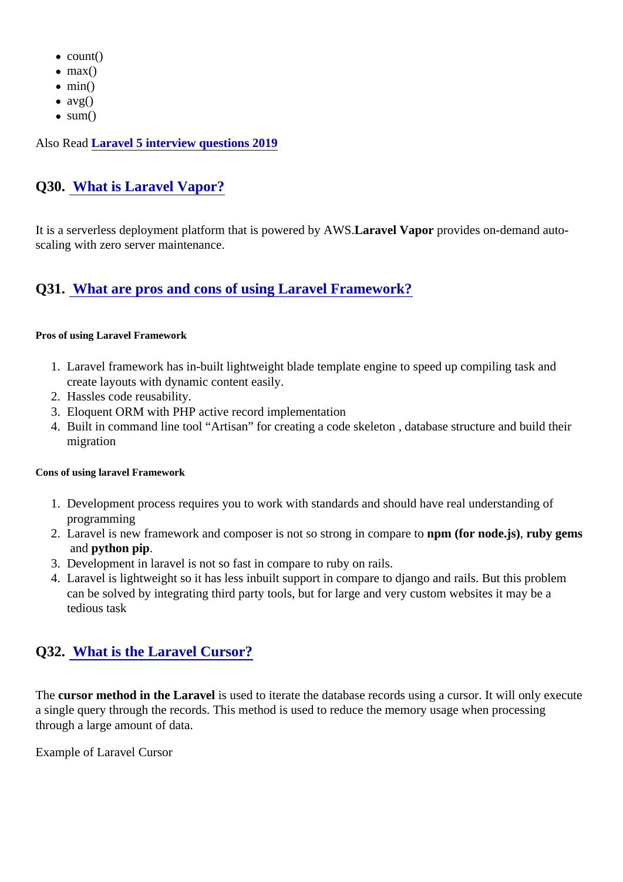- count()
- max()
- min()
- avg()
- sum()

Also Read [Laravel 5 interview questions 2019]

## Q30. [What is Laravel Vapor?]

It is a serverless deployment platform that is powered by AWS.**Laravel Vapor** provides on-demand auto-scaling with zero server maintenance.

## Q31. [What are pros and cons of using Laravel Framework?]

**Pros of using Laravel Framework**

1. Laravel framework has in-built lightweight blade template engine to speed up compiling task and create layouts with dynamic content easily.
2. Hassles code reusability.
3. Eloquent ORM with PHP active record implementation
4. Built in command line tool "Artisan" for creating a code skeleton , database structure and build their migration

**Cons of using laravel Framework**

1. Development process requires you to work with standards and should have real understanding of programming
2. Laravel is new framework and composer is not so strong in compare to **npm (for node.js)**, **ruby gems** and **python pip**.
3. Development in laravel is not so fast in compare to ruby on rails.
4. Laravel is lightweight so it has less inbuilt support in compare to django and rails. But this problem can be solved by integrating third party tools, but for large and very custom websites it may be a tedious task

## Q32. [What is the Laravel Cursor?]

The **cursor method in the Laravel** is used to iterate the database records using a cursor. It will only execute a single query through the records. This method is used to reduce the memory usage when processing through a large amount of data.

Example of Laravel Cursor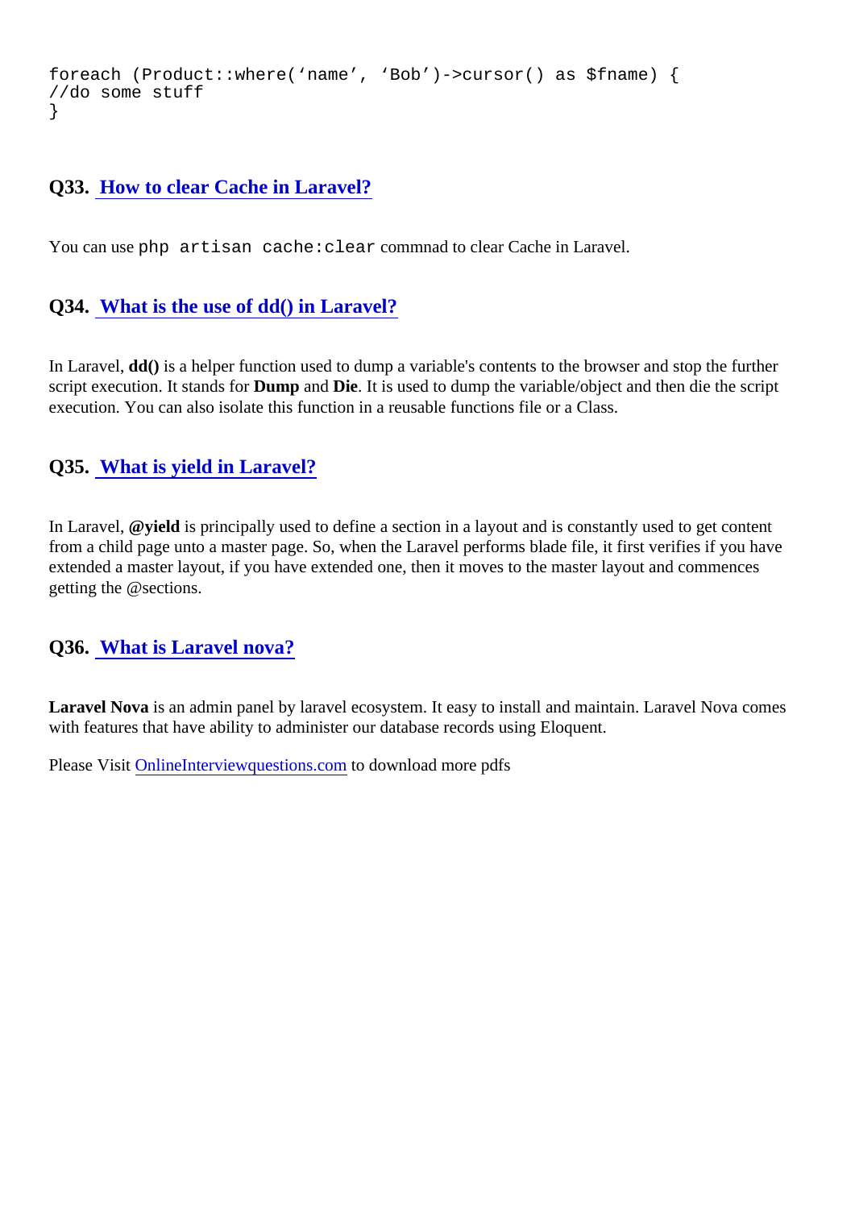```
foreach (Product::where('name', 'Bob')->cursor() as $fname) {
//do some stuff
}
```

## Q33. How to clear Cache in Laravel?

You can use `php artisan cache:clear` commnad to clear Cache in Laravel.

## Q34. What is the use of dd() in Laravel?

In Laravel, **dd()** is a helper function used to dump a variable's contents to the browser and stop the further script execution. It stands for **Dump** and **Die**. It is used to dump the variable/object and then die the script execution. You can also isolate this function in a reusable functions file or a Class.

## Q35. What is yield in Laravel?

In Laravel, **@yield** is principally used to define a section in a layout and is constantly used to get content from a child page unto a master page. So, when the Laravel performs blade file, it first verifies if you have extended a master layout, if you have extended one, then it moves to the master layout and commences getting the @sections.

## Q36. What is Laravel nova?

**Laravel Nova** is an admin panel by laravel ecosystem. It easy to install and maintain. Laravel Nova comes with features that have ability to administer our database records using Eloquent.

Please Visit OnlineInterviewquestions.com to download more pdfs